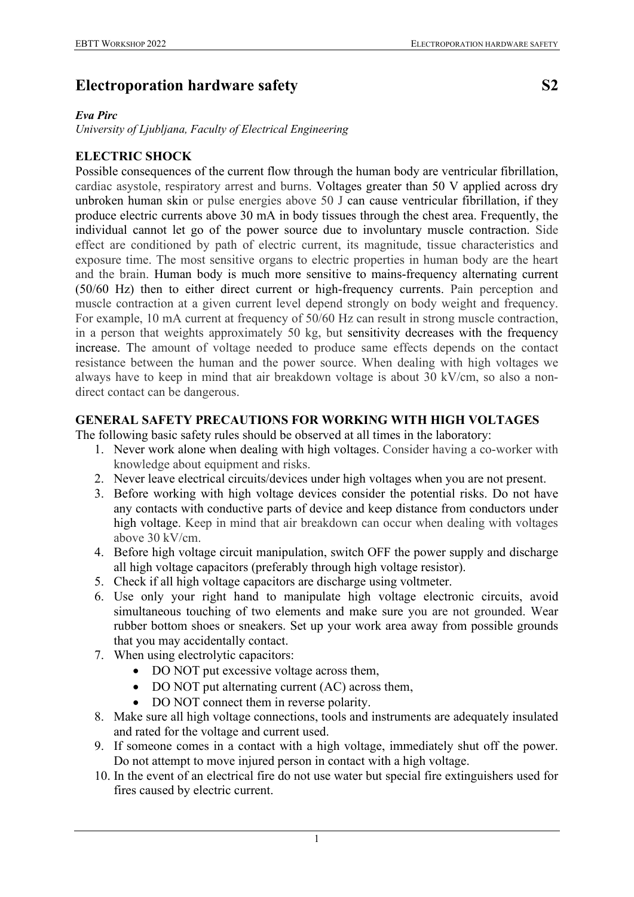# Electroporation hardware safety S2

***Eva Pirc***

*University of Ljubljana, Faculty of Electrical Engineering*

## ELECTRIC SHOCK

Possible consequences of the current flow through the human body are ventricular fibrillation, cardiac asystole, respiratory arrest and burns. Voltages greater than 50 V applied across dry unbroken human skin or pulse energies above 50 J can cause ventricular fibrillation, if they produce electric currents above 30 mA in body tissues through the chest area. Frequently, the individual cannot let go of the power source due to involuntary muscle contraction. Side effect are conditioned by path of electric current, its magnitude, tissue characteristics and exposure time. The most sensitive organs to electric properties in human body are the heart and the brain. Human body is much more sensitive to mains-frequency alternating current (50/60 Hz) then to either direct current or high-frequency currents. Pain perception and muscle contraction at a given current level depend strongly on body weight and frequency. For example, 10 mA current at frequency of 50/60 Hz can result in strong muscle contraction, in a person that weights approximately 50 kg, but sensitivity decreases with the frequency increase. The amount of voltage needed to produce same effects depends on the contact resistance between the human and the power source. When dealing with high voltages we always have to keep in mind that air breakdown voltage is about 30 kV/cm, so also a non-direct contact can be dangerous.

## GENERAL SAFETY PRECAUTIONS FOR WORKING WITH HIGH VOLTAGES

The following basic safety rules should be observed at all times in the laboratory:

1. Never work alone when dealing with high voltages. Consider having a co-worker with knowledge about equipment and risks.
2. Never leave electrical circuits/devices under high voltages when you are not present.
3. Before working with high voltage devices consider the potential risks. Do not have any contacts with conductive parts of device and keep distance from conductors under high voltage. Keep in mind that air breakdown can occur when dealing with voltages above 30 kV/cm.
4. Before high voltage circuit manipulation, switch OFF the power supply and discharge all high voltage capacitors (preferably through high voltage resistor).
5. Check if all high voltage capacitors are discharge using voltmeter.
6. Use only your right hand to manipulate high voltage electronic circuits, avoid simultaneous touching of two elements and make sure you are not grounded. Wear rubber bottom shoes or sneakers. Set up your work area away from possible grounds that you may accidentally contact.
7. When using electrolytic capacitors:
   - DO NOT put excessive voltage across them,
   - DO NOT put alternating current (AC) across them,
   - DO NOT connect them in reverse polarity.
8. Make sure all high voltage connections, tools and instruments are adequately insulated and rated for the voltage and current used.
9. If someone comes in a contact with a high voltage, immediately shut off the power. Do not attempt to move injured person in contact with a high voltage.
10. In the event of an electrical fire do not use water but special fire extinguishers used for fires caused by electric current.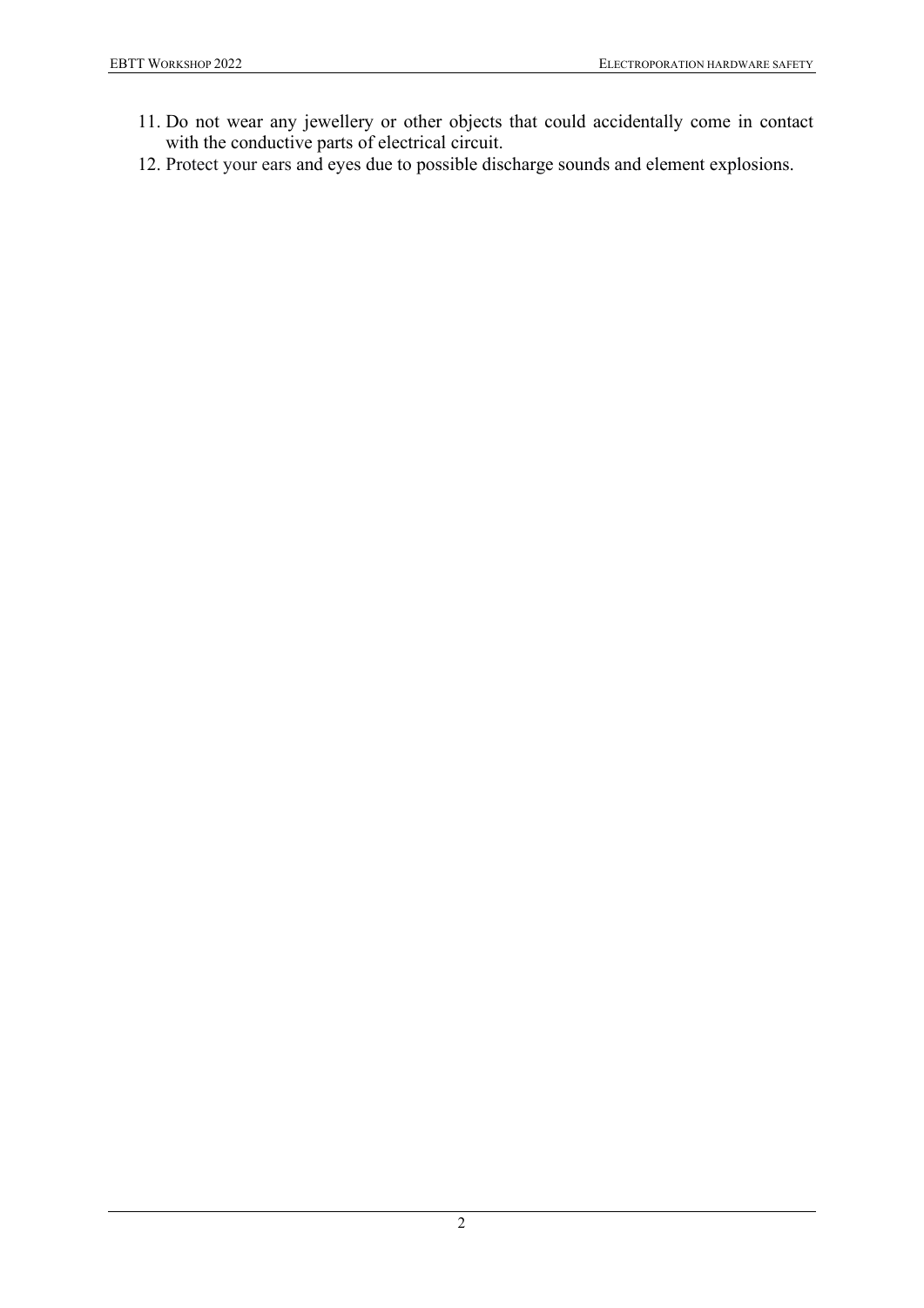11. Do not wear any jewellery or other objects that could accidentally come in contact with the conductive parts of electrical circuit.
12. Protect your ears and eyes due to possible discharge sounds and element explosions.